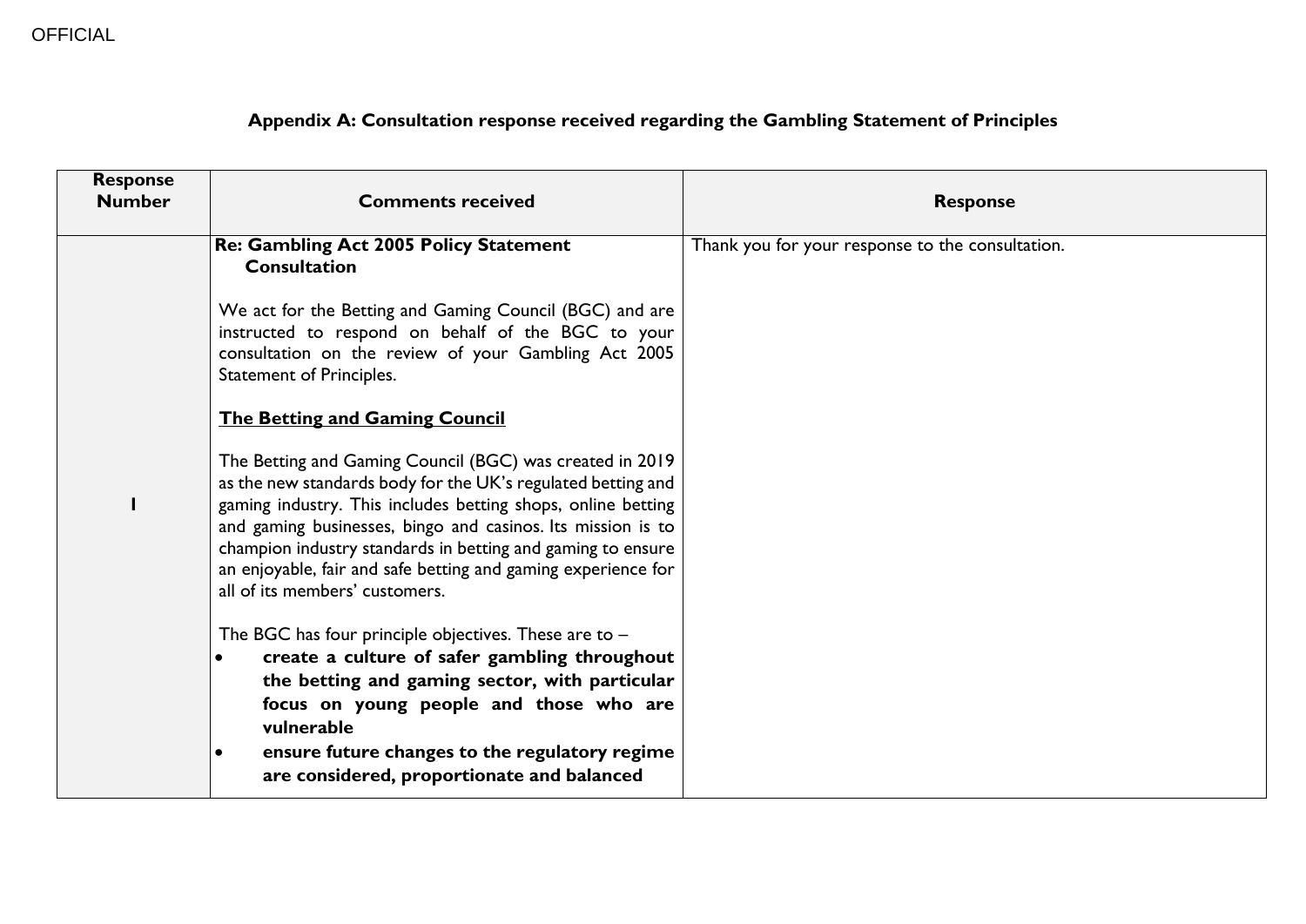OFFICIAL

# Appendix A: Consultation response received regarding the Gambling Statement of Principles

| Response Number | Comments received | Response |
|---|---|---|
| 1 | **Re: Gambling Act 2005 Policy Statement Consultation**<br><br>We act for the Betting and Gaming Council (BGC) and are instructed to respond on behalf of the BGC to your consultation on the review of your Gambling Act 2005 Statement of Principles.<br><br>**<u>The Betting and Gaming Council</u>**<br><br>The Betting and Gaming Council (BGC) was created in 2019 as the new standards body for the UK's regulated betting and gaming industry. This includes betting shops, online betting and gaming businesses, bingo and casinos. Its mission is to champion industry standards in betting and gaming to ensure an enjoyable, fair and safe betting and gaming experience for all of its members' customers.<br><br>The BGC has four principle objectives. These are to –<br>• **create a culture of safer gambling throughout the betting and gaming sector, with particular focus on young people and those who are vulnerable**<br>• **ensure future changes to the regulatory regime are considered, proportionate and balanced** | Thank you for your response to the consultation. |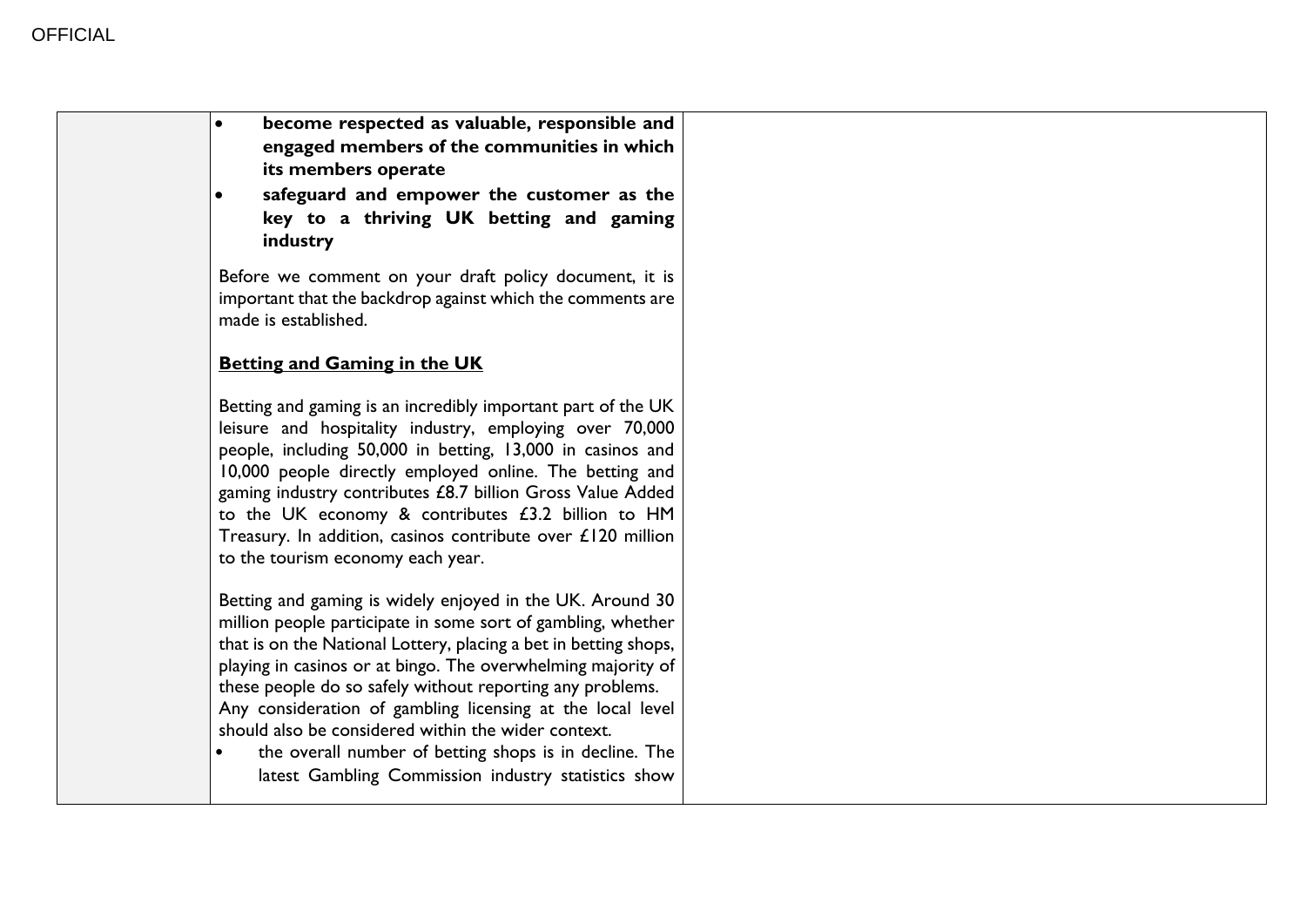| | | |
|---|---|---|
| | • **become respected as valuable, responsible and engaged members of the communities in which its members operate**<br>• **safeguard and empower the customer as the key to a thriving UK betting and gaming industry**<br><br>Before we comment on your draft policy document, it is important that the backdrop against which the comments are made is established.<br><br>**<u>Betting and Gaming in the UK</u>**<br><br>Betting and gaming is an incredibly important part of the UK leisure and hospitality industry, employing over 70,000 people, including 50,000 in betting, 13,000 in casinos and 10,000 people directly employed online. The betting and gaming industry contributes £8.7 billion Gross Value Added to the UK economy & contributes £3.2 billion to HM Treasury. In addition, casinos contribute over £120 million to the tourism economy each year.<br><br>Betting and gaming is widely enjoyed in the UK. Around 30 million people participate in some sort of gambling, whether that is on the National Lottery, placing a bet in betting shops, playing in casinos or at bingo. The overwhelming majority of these people do so safely without reporting any problems.<br>Any consideration of gambling licensing at the local level should also be considered within the wider context.<br>• the overall number of betting shops is in decline. The latest Gambling Commission industry statistics show | |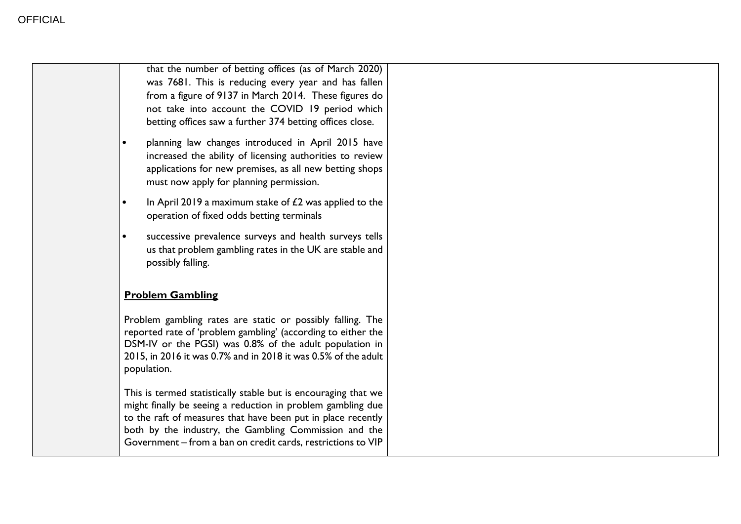| | | |
|---|---|---|
| | that the number of betting offices (as of March 2020) was 7681. This is reducing every year and has fallen from a figure of 9137 in March 2014. These figures do not take into account the COVID 19 period which betting offices saw a further 374 betting offices close.<br><br>• planning law changes introduced in April 2015 have increased the ability of licensing authorities to review applications for new premises, as all new betting shops must now apply for planning permission.<br><br>• In April 2019 a maximum stake of £2 was applied to the operation of fixed odds betting terminals<br><br>• successive prevalence surveys and health surveys tells us that problem gambling rates in the UK are stable and possibly falling.<br><br>**Problem Gambling**<br><br>Problem gambling rates are static or possibly falling. The reported rate of 'problem gambling' (according to either the DSM-IV or the PGSI) was 0.8% of the adult population in 2015, in 2016 it was 0.7% and in 2018 it was 0.5% of the adult population.<br><br>This is termed statistically stable but is encouraging that we might finally be seeing a reduction in problem gambling due to the raft of measures that have been put in place recently both by the industry, the Gambling Commission and the Government – from a ban on credit cards, restrictions to VIP | |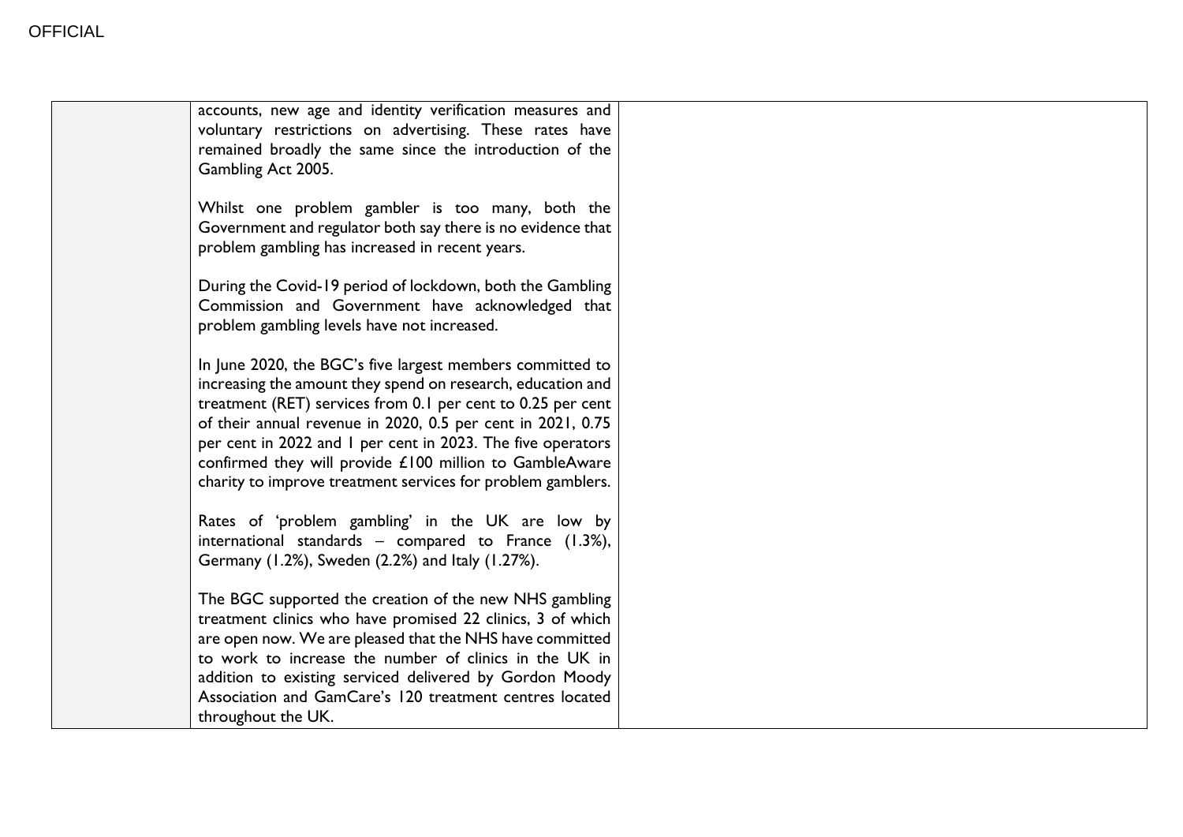| | | |
|---|---|---|
| | accounts, new age and identity verification measures and voluntary restrictions on advertising. These rates have remained broadly the same since the introduction of the Gambling Act 2005.<br><br>Whilst one problem gambler is too many, both the Government and regulator both say there is no evidence that problem gambling has increased in recent years.<br><br>During the Covid-19 period of lockdown, both the Gambling Commission and Government have acknowledged that problem gambling levels have not increased.<br><br>In June 2020, the BGC's five largest members committed to increasing the amount they spend on research, education and treatment (RET) services from 0.1 per cent to 0.25 per cent of their annual revenue in 2020, 0.5 per cent in 2021, 0.75 per cent in 2022 and 1 per cent in 2023. The five operators confirmed they will provide £100 million to GambleAware charity to improve treatment services for problem gamblers.<br><br>Rates of 'problem gambling' in the UK are low by international standards – compared to France (1.3%), Germany (1.2%), Sweden (2.2%) and Italy (1.27%).<br><br>The BGC supported the creation of the new NHS gambling treatment clinics who have promised 22 clinics, 3 of which are open now. We are pleased that the NHS have committed to work to increase the number of clinics in the UK in addition to existing serviced delivered by Gordon Moody Association and GamCare's 120 treatment centres located throughout the UK. | |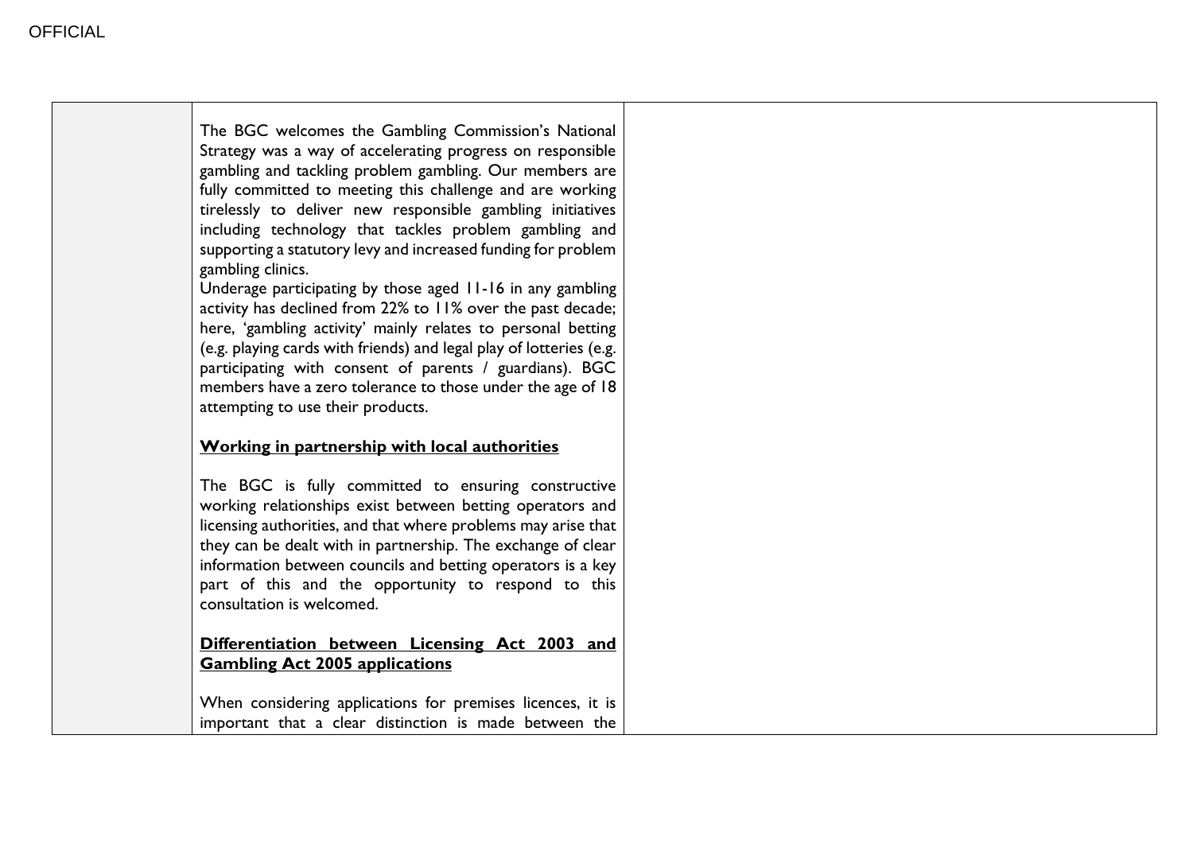| | | |
|---|---|---|
| | The BGC welcomes the Gambling Commission's National Strategy was a way of accelerating progress on responsible gambling and tackling problem gambling. Our members are fully committed to meeting this challenge and are working tirelessly to deliver new responsible gambling initiatives including technology that tackles problem gambling and supporting a statutory levy and increased funding for problem gambling clinics.<br>Underage participating by those aged 11-16 in any gambling activity has declined from 22% to 11% over the past decade; here, 'gambling activity' mainly relates to personal betting (e.g. playing cards with friends) and legal play of lotteries (e.g. participating with consent of parents / guardians). BGC members have a zero tolerance to those under the age of 18 attempting to use their products.<br><br>**Working in partnership with local authorities**<br><br>The BGC is fully committed to ensuring constructive working relationships exist between betting operators and licensing authorities, and that where problems may arise that they can be dealt with in partnership. The exchange of clear information between councils and betting operators is a key part of this and the opportunity to respond to this consultation is welcomed.<br><br>**Differentiation between Licensing Act 2003 and Gambling Act 2005 applications**<br><br>When considering applications for premises licences, it is important that a clear distinction is made between the | |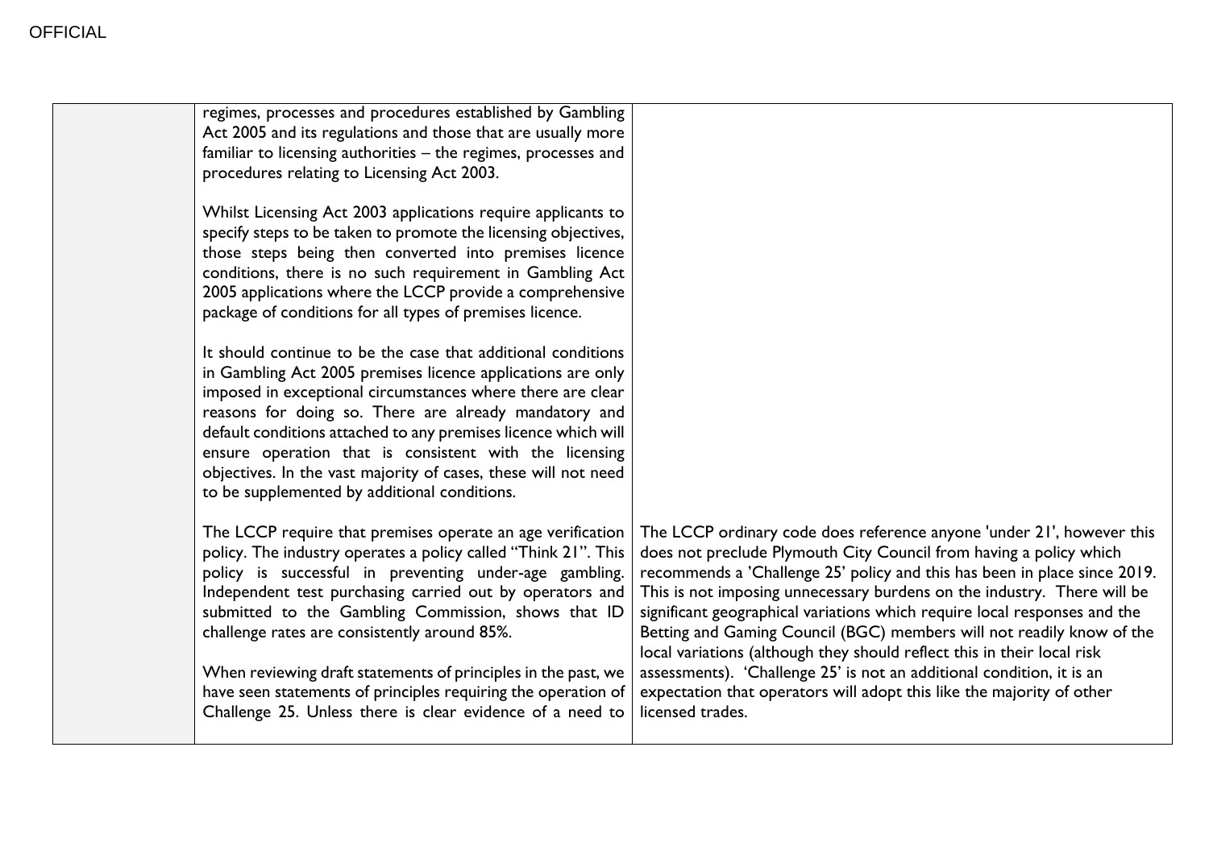|  |  |  |
|---|---|---|
|  | regimes, processes and procedures established by Gambling Act 2005 and its regulations and those that are usually more familiar to licensing authorities – the regimes, processes and procedures relating to Licensing Act 2003.<br><br>Whilst Licensing Act 2003 applications require applicants to specify steps to be taken to promote the licensing objectives, those steps being then converted into premises licence conditions, there is no such requirement in Gambling Act 2005 applications where the LCCP provide a comprehensive package of conditions for all types of premises licence.<br><br>It should continue to be the case that additional conditions in Gambling Act 2005 premises licence applications are only imposed in exceptional circumstances where there are clear reasons for doing so. There are already mandatory and default conditions attached to any premises licence which will ensure operation that is consistent with the licensing objectives. In the vast majority of cases, these will not need to be supplemented by additional conditions. |  |
|  | The LCCP require that premises operate an age verification policy. The industry operates a policy called "Think 21". This policy is successful in preventing under-age gambling. Independent test purchasing carried out by operators and submitted to the Gambling Commission, shows that ID challenge rates are consistently around 85%.<br><br>When reviewing draft statements of principles in the past, we have seen statements of principles requiring the operation of Challenge 25. Unless there is clear evidence of a need to | The LCCP ordinary code does reference anyone 'under 21', however this does not preclude Plymouth City Council from having a policy which recommends a 'Challenge 25' policy and this has been in place since 2019. This is not imposing unnecessary burdens on the industry. There will be significant geographical variations which require local responses and the Betting and Gaming Council (BGC) members will not readily know of the local variations (although they should reflect this in their local risk assessments). 'Challenge 25' is not an additional condition, it is an expectation that operators will adopt this like the majority of other licensed trades. |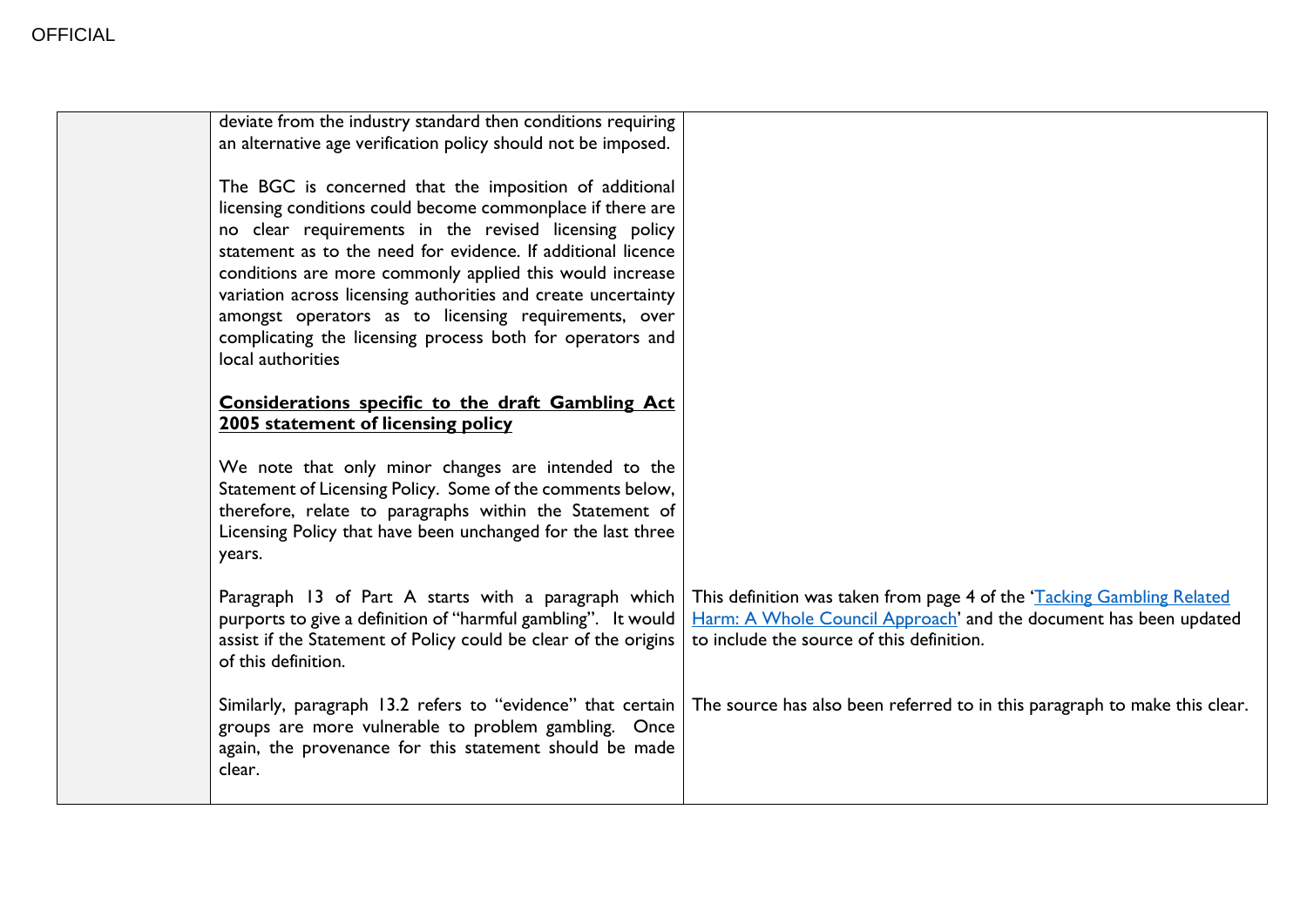| | | |
|---|---|---|
| | deviate from the industry standard then conditions requiring an alternative age verification policy should not be imposed.<br><br>The BGC is concerned that the imposition of additional licensing conditions could become commonplace if there are no clear requirements in the revised licensing policy statement as to the need for evidence. If additional licence conditions are more commonly applied this would increase variation across licensing authorities and create uncertainty amongst operators as to licensing requirements, over complicating the licensing process both for operators and local authorities<br><br>**<u>Considerations specific to the draft Gambling Act 2005 statement of licensing policy</u>**<br><br>We note that only minor changes are intended to the Statement of Licensing Policy. Some of the comments below, therefore, relate to paragraphs within the Statement of Licensing Policy that have been unchanged for the last three years. | |
| | Paragraph 13 of Part A starts with a paragraph which purports to give a definition of "harmful gambling". It would assist if the Statement of Policy could be clear of the origins of this definition. | This definition was taken from page 4 of the '<u>Tacking Gambling Related Harm: A Whole Council Approach</u>' and the document has been updated to include the source of this definition. |
| | Similarly, paragraph 13.2 refers to "evidence" that certain groups are more vulnerable to problem gambling. Once again, the provenance for this statement should be made clear. | The source has also been referred to in this paragraph to make this clear. |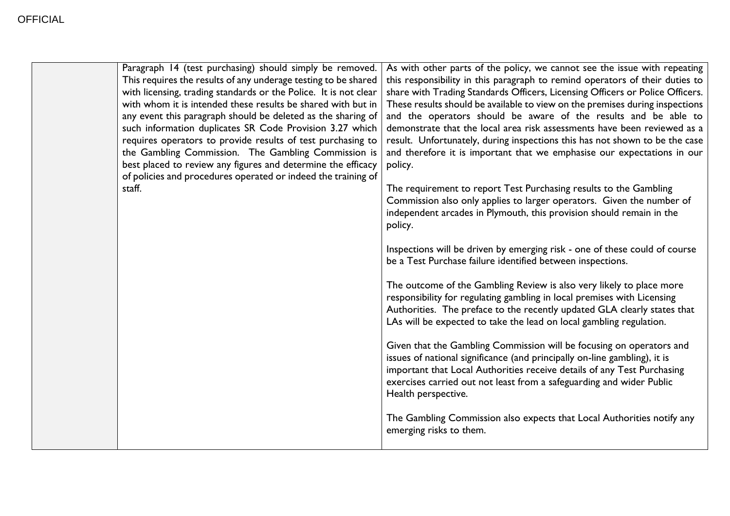| | | |
|---|---|---|
| | Paragraph 14 (test purchasing) should simply be removed. This requires the results of any underage testing to be shared with licensing, trading standards or the Police. It is not clear with whom it is intended these results be shared with but in any event this paragraph should be deleted as the sharing of such information duplicates SR Code Provision 3.27 which requires operators to provide results of test purchasing to the Gambling Commission. The Gambling Commission is best placed to review any figures and determine the efficacy of policies and procedures operated or indeed the training of staff. | As with other parts of the policy, we cannot see the issue with repeating this responsibility in this paragraph to remind operators of their duties to share with Trading Standards Officers, Licensing Officers or Police Officers. These results should be available to view on the premises during inspections and the operators should be aware of the results and be able to demonstrate that the local area risk assessments have been reviewed as a result. Unfortunately, during inspections this has not shown to be the case and therefore it is important that we emphasise our expectations in our policy.<br><br>The requirement to report Test Purchasing results to the Gambling Commission also only applies to larger operators. Given the number of independent arcades in Plymouth, this provision should remain in the policy.<br><br>Inspections will be driven by emerging risk - one of these could of course be a Test Purchase failure identified between inspections.<br><br>The outcome of the Gambling Review is also very likely to place more responsibility for regulating gambling in local premises with Licensing Authorities. The preface to the recently updated GLA clearly states that LAs will be expected to take the lead on local gambling regulation.<br><br>Given that the Gambling Commission will be focusing on operators and issues of national significance (and principally on-line gambling), it is important that Local Authorities receive details of any Test Purchasing exercises carried out not least from a safeguarding and wider Public Health perspective.<br><br>The Gambling Commission also expects that Local Authorities notify any emerging risks to them. |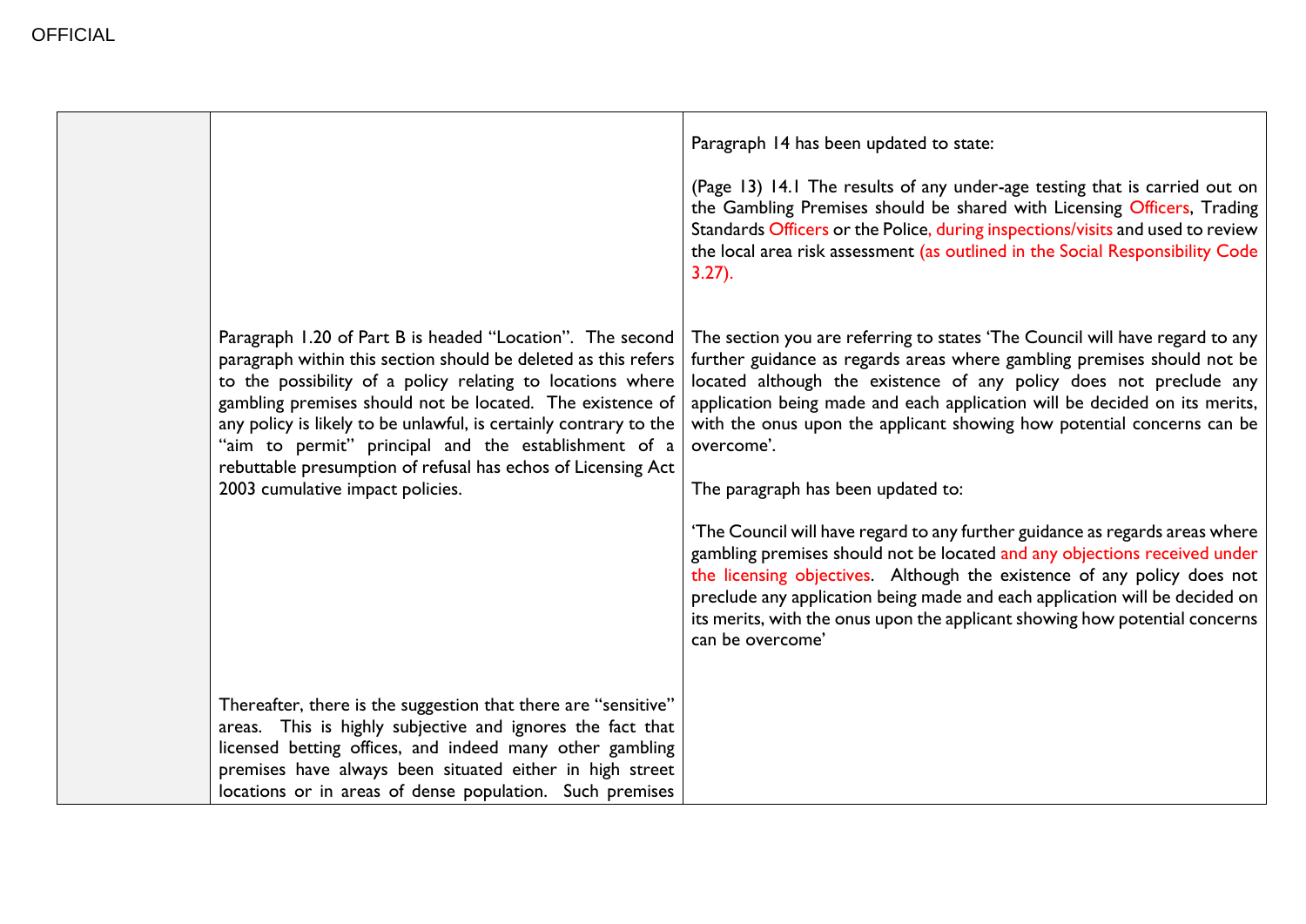| | | |
|---|---|---|
| | | Paragraph 14 has been updated to state:<br><br>(Page 13) 14.1 The results of any under-age testing that is carried out on the Gambling Premises should be shared with Licensing Officers, Trading Standards Officers or the Police, during inspections/visits and used to review the local area risk assessment (as outlined in the Social Responsibility Code 3.27). |
| | Paragraph 1.20 of Part B is headed "Location". The second paragraph within this section should be deleted as this refers to the possibility of a policy relating to locations where gambling premises should not be located. The existence of any policy is likely to be unlawful, is certainly contrary to the "aim to permit" principal and the establishment of a rebuttable presumption of refusal has echos of Licensing Act 2003 cumulative impact policies. | The section you are referring to states 'The Council will have regard to any further guidance as regards areas where gambling premises should not be located although the existence of any policy does not preclude any application being made and each application will be decided on its merits, with the onus upon the applicant showing how potential concerns can be overcome'.<br><br>The paragraph has been updated to:<br><br>'The Council will have regard to any further guidance as regards areas where gambling premises should not be located and any objections received under the licensing objectives. Although the existence of any policy does not preclude any application being made and each application will be decided on its merits, with the onus upon the applicant showing how potential concerns can be overcome' |
| | Thereafter, there is the suggestion that there are "sensitive" areas. This is highly subjective and ignores the fact that licensed betting offices, and indeed many other gambling premises have always been situated either in high street locations or in areas of dense population. Such premises | |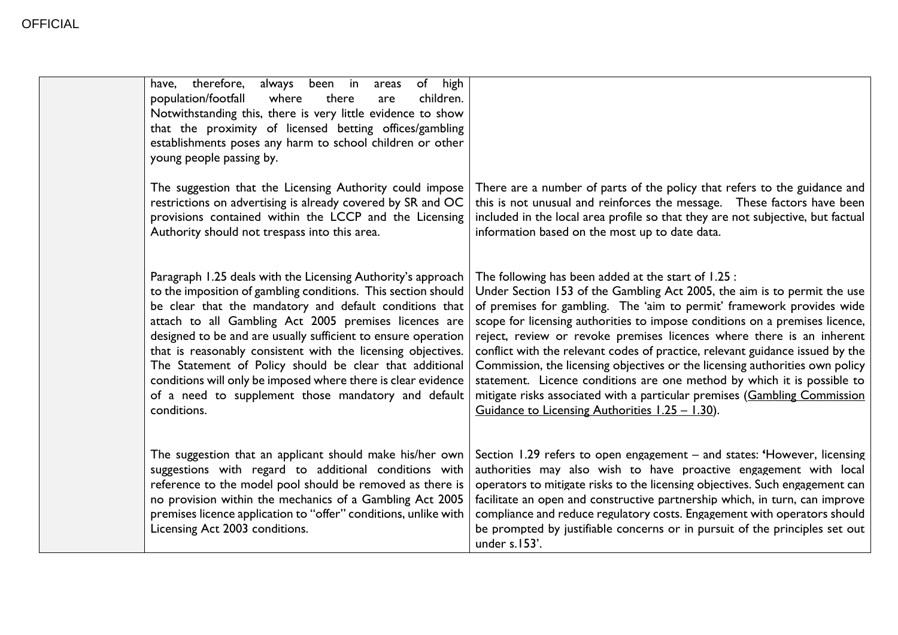| | | |
|---|---|---|
| | have, therefore, always been in areas of high population/footfall where there are children. Notwithstanding this, there is very little evidence to show that the proximity of licensed betting offices/gambling establishments poses any harm to school children or other young people passing by. | |
| | The suggestion that the Licensing Authority could impose restrictions on advertising is already covered by SR and OC provisions contained within the LCCP and the Licensing Authority should not trespass into this area. | There are a number of parts of the policy that refers to the guidance and this is not unusual and reinforces the message. These factors have been included in the local area profile so that they are not subjective, but factual information based on the most up to date data. |
| | Paragraph 1.25 deals with the Licensing Authority's approach to the imposition of gambling conditions. This section should be clear that the mandatory and default conditions that attach to all Gambling Act 2005 premises licences are designed to be and are usually sufficient to ensure operation that is reasonably consistent with the licensing objectives. The Statement of Policy should be clear that additional conditions will only be imposed where there is clear evidence of a need to supplement those mandatory and default conditions. | The following has been added at the start of 1.25 :<br>Under Section 153 of the Gambling Act 2005, the aim is to permit the use of premises for gambling. The 'aim to permit' framework provides wide scope for licensing authorities to impose conditions on a premises licence, reject, review or revoke premises licences where there is an inherent conflict with the relevant codes of practice, relevant guidance issued by the Commission, the licensing objectives or the licensing authorities own policy statement. Licence conditions are one method by which it is possible to mitigate risks associated with a particular premises (Gambling Commission Guidance to Licensing Authorities 1.25 – 1.30). |
| | The suggestion that an applicant should make his/her own suggestions with regard to additional conditions with reference to the model pool should be removed as there is no provision within the mechanics of a Gambling Act 2005 premises licence application to "offer" conditions, unlike with Licensing Act 2003 conditions. | Section 1.29 refers to open engagement – and states: 'However, licensing authorities may also wish to have proactive engagement with local operators to mitigate risks to the licensing objectives. Such engagement can facilitate an open and constructive partnership which, in turn, can improve compliance and reduce regulatory costs. Engagement with operators should be prompted by justifiable concerns or in pursuit of the principles set out under s.153'. |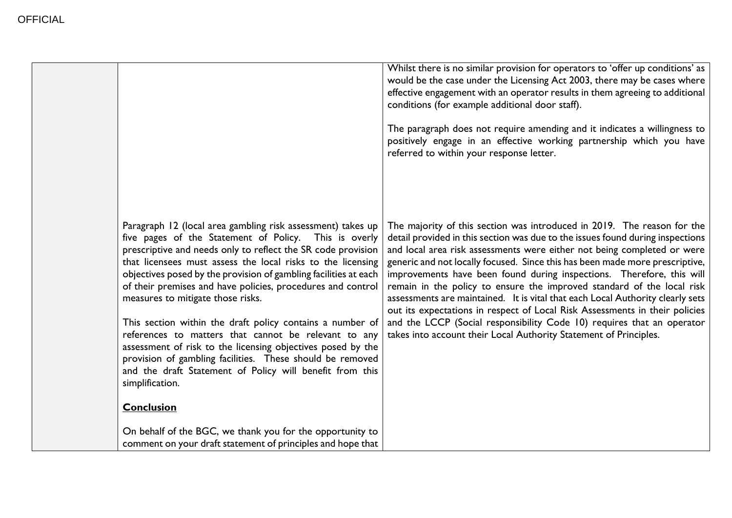| | | |
|---|---|---|
| | | Whilst there is no similar provision for operators to 'offer up conditions' as would be the case under the Licensing Act 2003, there may be cases where effective engagement with an operator results in them agreeing to additional conditions (for example additional door staff).<br><br>The paragraph does not require amending and it indicates a willingness to positively engage in an effective working partnership which you have referred to within your response letter. |
| | Paragraph 12 (local area gambling risk assessment) takes up five pages of the Statement of Policy. This is overly prescriptive and needs only to reflect the SR code provision that licensees must assess the local risks to the licensing objectives posed by the provision of gambling facilities at each of their premises and have policies, procedures and control measures to mitigate those risks.<br><br>This section within the draft policy contains a number of references to matters that cannot be relevant to any assessment of risk to the licensing objectives posed by the provision of gambling facilities. These should be removed and the draft Statement of Policy will benefit from this simplification.<br><br>**<u>Conclusion</u>**<br><br>On behalf of the BGC, we thank you for the opportunity to comment on your draft statement of principles and hope that | The majority of this section was introduced in 2019. The reason for the detail provided in this section was due to the issues found during inspections and local area risk assessments were either not being completed or were generic and not locally focused. Since this has been made more prescriptive, improvements have been found during inspections. Therefore, this will remain in the policy to ensure the improved standard of the local risk assessments are maintained. It is vital that each Local Authority clearly sets out its expectations in respect of Local Risk Assessments in their policies and the LCCP (Social responsibility Code 10) requires that an operator takes into account their Local Authority Statement of Principles. |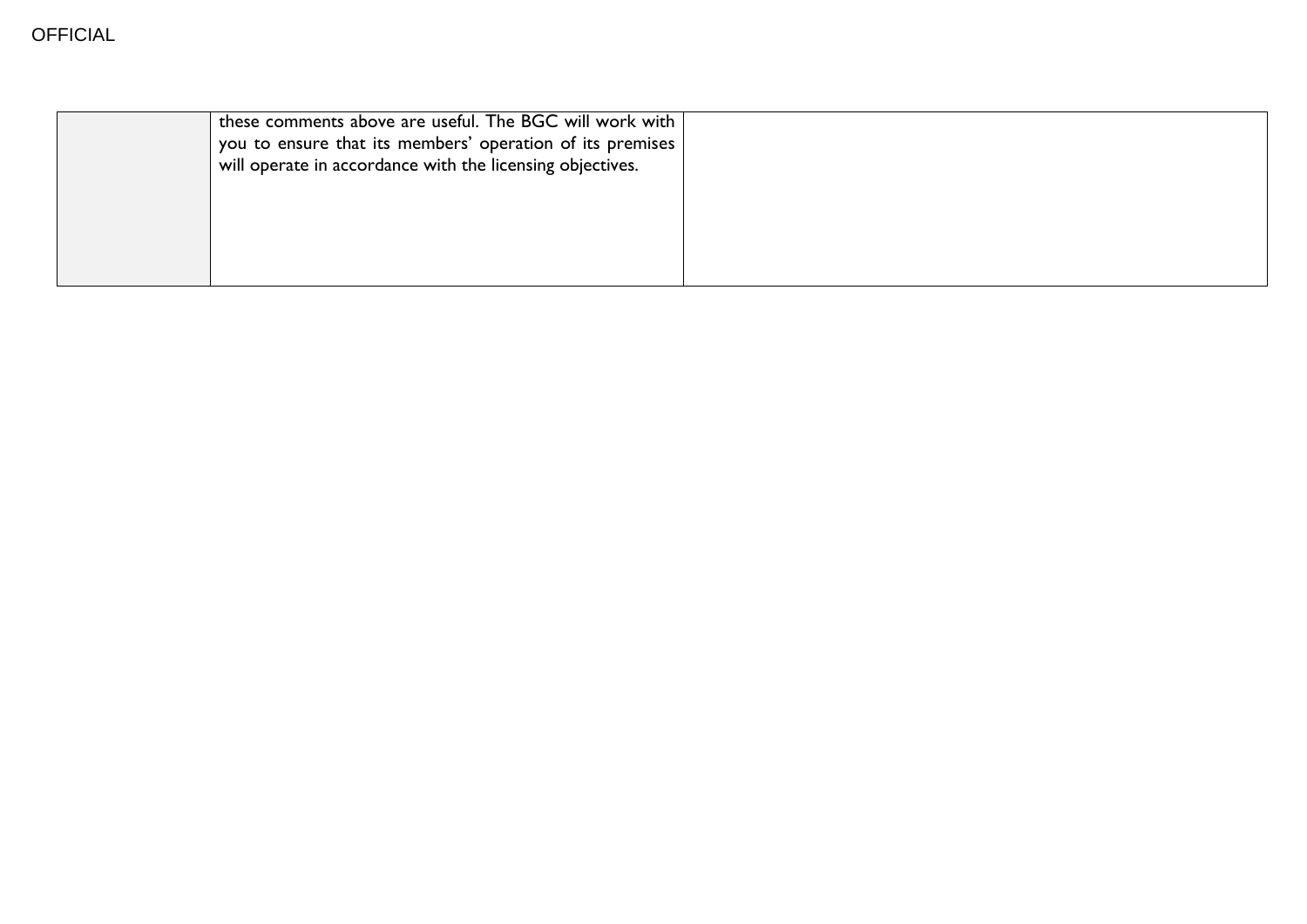| | | |
|---|---|---|
| | these comments above are useful. The BGC will work with you to ensure that its members' operation of its premises will operate in accordance with the licensing objectives. | |